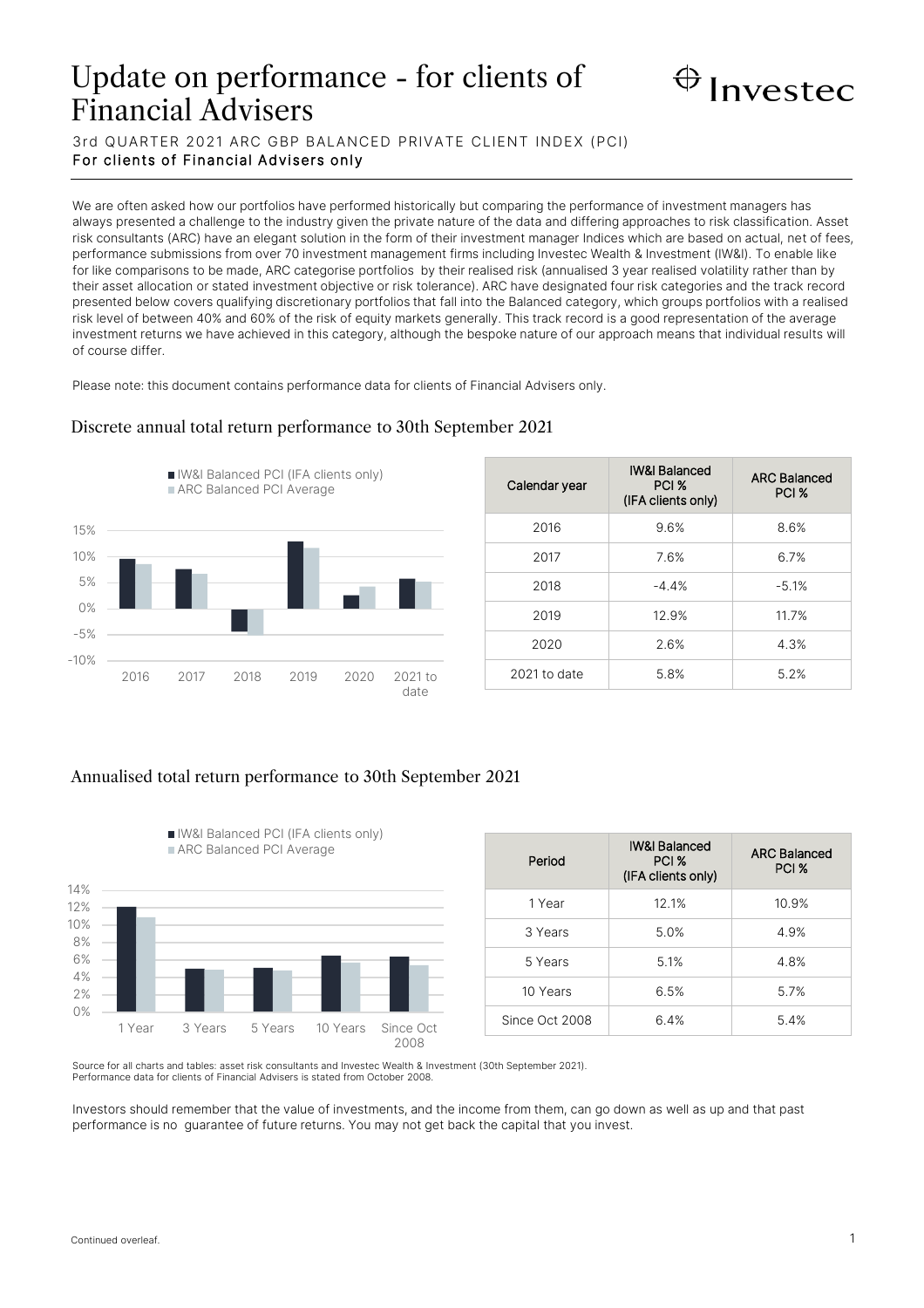# Update on performance - for clients of Financial Advisers

Investec

3rd QUARTER 2021 ARC GBP BALANCED PRIVATE CLIENT INDEX (PCI)

**For clients of Financial Advisers only**

We are often asked how our portfolios have performed historically but comparing the performance of investment managers has always presented a challenge to the industry given the private nature of the data and differing approaches to risk classification. Asset risk consultants (ARC) have an elegant solution in the form of their investment manager Indices which are based on actual, net of fees, performance submissions from over 70 investment management firms including Investec Wealth & Investment (IW&I). To enable like for like comparisons to be made, ARC categorise portfolios by their realised risk (annualised 3 year realised volatility rather than by their asset allocation or stated investment objective or risk tolerance). ARC have designated four risk categories and the track record presented below covers qualifying discretionary portfolios that fall into the Balanced category, which groups portfolios with a realised risk level of between 40% and 60% of the risk of equity markets generally. This track record is a good representation of the average investment returns we have achieved in this category, although the bespoke nature of our approach means that individual results will of course differ.

Please note: this document contains performance data for clients of Financial Advisers only.

## Discrete annual total return performance to 30th September 2021

| Calendar year | IW&I Balanced PCI % (IFA clients only) | ARC Balanced PCI % |
|---|---|---|
| 2016 | 9.6% | 8.6% |
| 2017 | 7.6% | 6.7% |
| 2018 | -4.4% | -5.1% |
| 2019 | 12.9% | 11.7% |
| 2020 | 2.6% | 4.3% |
| 2021 to date | 5.8% | 5.2% |

## Annualised total return performance to 30th September 2021

| Period | IW&I Balanced PCI % (IFA clients only) | ARC Balanced PCI % |
|---|---|---|
| 1 Year | 12.1% | 10.9% |
| 3 Years | 5.0% | 4.9% |
| 5 Years | 5.1% | 4.8% |
| 10 Years | 6.5% | 5.7% |
| Since Oct 2008 | 6.4% | 5.4% |

Source for all charts and tables: asset risk consultants and Investec Wealth & Investment (30th September 2021).
Performance data for clients of Financial Advisers is stated from October 2008.

Investors should remember that the value of investments, and the income from them, can go down as well as up and that past performance is no guarantee of future returns. You may not get back the capital that you invest.

Continued overleaf.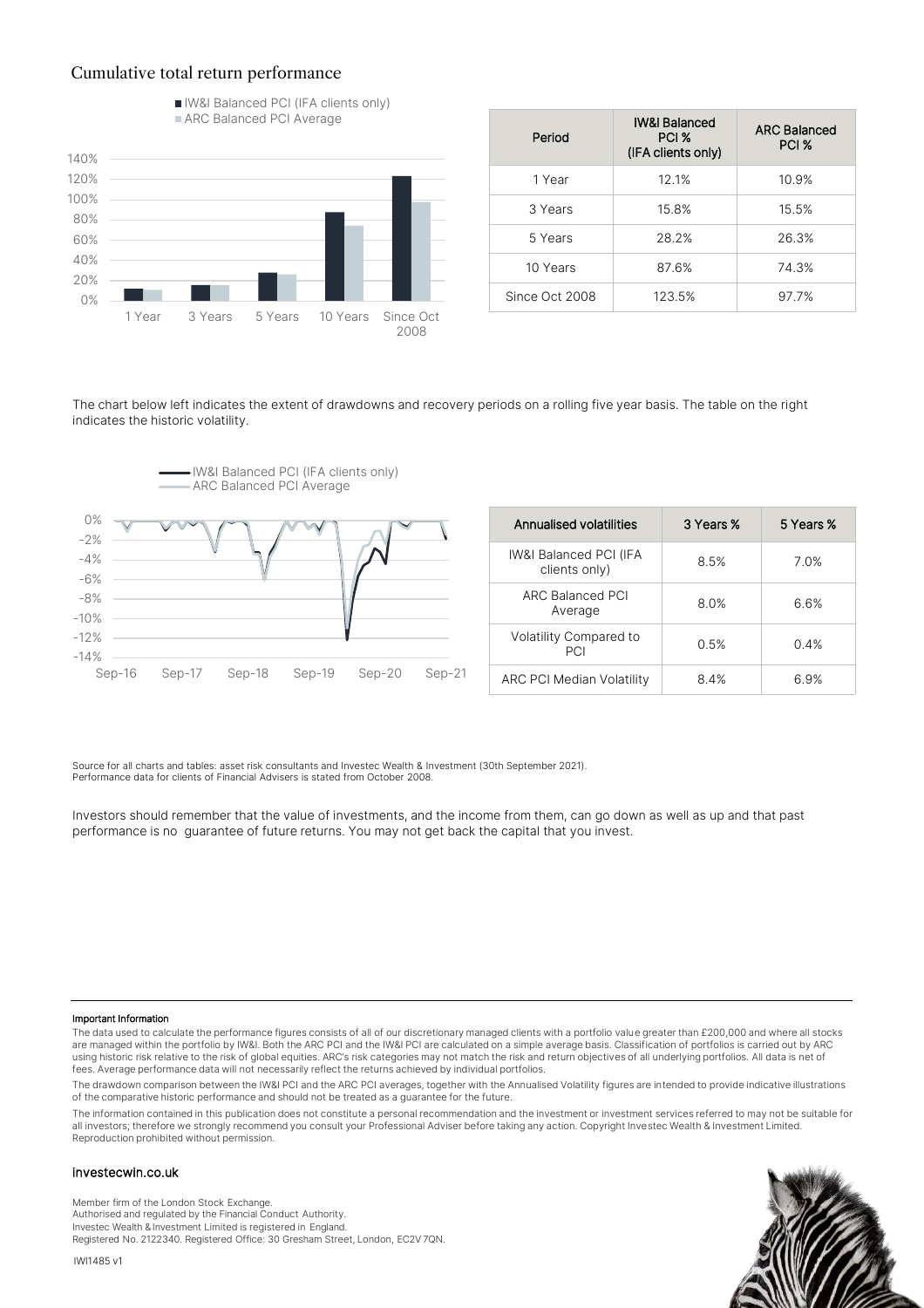## Cumulative total return performance

■ IW&I Balanced PCI (IFA clients only)
■ ARC Balanced PCI Average

140%
120%
100%
80%
60%
40%
20%
0%

1 Year
3 Years
5 Years
10 Years
Since Oct 2008

| Period | IW&I Balanced PCI % (IFA clients only) | ARC Balanced PCI % |
|---|---|---|
| 1 Year | 12.1% | 10.9% |
| 3 Years | 15.8% | 15.5% |
| 5 Years | 28.2% | 26.3% |
| 10 Years | 87.6% | 74.3% |
| Since Oct 2008 | 123.5% | 97.7% |

The chart below left indicates the extent of drawdowns and recovery periods on a rolling five year basis. The table on the right indicates the historic volatility.

IW&I Balanced PCI (IFA clients only)
ARC Balanced PCI Average

0%
-2%
-4%
-6%
-8%
-10%
-12%
-14%

Sep-16
Sep-17
Sep-18
Sep-19
Sep-20
Sep-21

| Annualised volatilities | 3 Years % | 5 Years % |
|---|---|---|
| IW&I Balanced PCI (IFA clients only) | 8.5% | 7.0% |
| ARC Balanced PCI Average | 8.0% | 6.6% |
| Volatility Compared to PCI | 0.5% | 0.4% |
| ARC PCI Median Volatility | 8.4% | 6.9% |

Source for all charts and tables: asset risk consultants and Investec Wealth & Investment (30th September 2021).
Performance data for clients of Financial Advisers is stated from October 2008.

Investors should remember that the value of investments, and the income from them, can go down as well as up and that past performance is no guarantee of future returns. You may not get back the capital that you invest.

**Important Information**

The data used to calculate the performance figures consists of all of our discretionary managed clients with a portfolio value greater than £200,000 and where all stocks are managed within the portfolio by IW&I. Both the ARC PCI and the IW&I PCI are calculated on a simple average basis. Classification of portfolios is carried out by ARC using historic risk relative to the risk of global equities. ARC's risk categories may not match the risk and return objectives of all underlying portfolios. All data is net of fees. Average performance data will not necessarily reflect the returns achieved by individual portfolios.

The drawdown comparison between the IW&I PCI and the ARC PCI averages, together with the Annualised Volatility figures are intended to provide indicative illustrations of the comparative historic performance and should not be treated as a guarantee for the future.

The information contained in this publication does not constitute a personal recommendation and the investment or investment services referred to may not be suitable for all investors; therefore we strongly recommend you consult your Professional Adviser before taking any action. Copyright Investec Wealth & Investment Limited. Reproduction prohibited without permission.

**investecwin.co.uk**

Member firm of the London Stock Exchange.
Authorised and regulated by the Financial Conduct Authority.
Investec Wealth & Investment Limited is registered in England.
Registered No. 2122340. Registered Office: 30 Gresham Street, London, EC2V 7QN.

IWI1485 v1